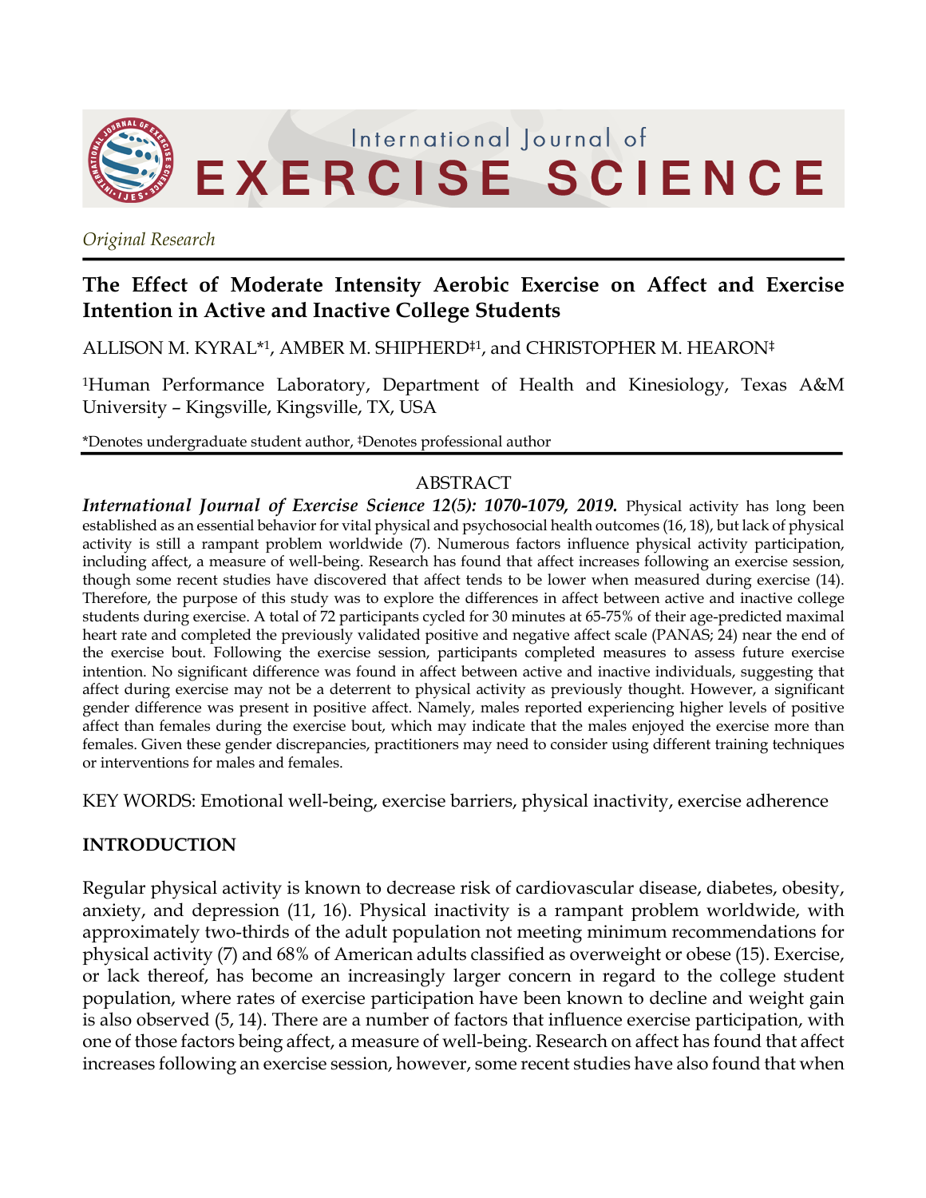*Original Research*

# The Effect of Moderate Intensity Aerobic Exercise on Affect and Exercise Intention in Active and Inactive College Students

ALLISON M. KYRAL*[1], AMBER M. SHIPHERD‡[1], and CHRISTOPHER M. HEARON‡

[1]Human Performance Laboratory, Department of Health and Kinesiology, Texas A&M University – Kingsville, Kingsville, TX, USA

*Denotes undergraduate student author, ‡Denotes professional author

## ABSTRACT

***International Journal of Exercise Science 12(5): 1070-1079, 2019.*** Physical activity has long been established as an essential behavior for vital physical and psychosocial health outcomes (16, 18), but lack of physical activity is still a rampant problem worldwide (7). Numerous factors influence physical activity participation, including affect, a measure of well-being. Research has found that affect increases following an exercise session, though some recent studies have discovered that affect tends to be lower when measured during exercise (14). Therefore, the purpose of this study was to explore the differences in affect between active and inactive college students during exercise. A total of 72 participants cycled for 30 minutes at 65-75% of their age-predicted maximal heart rate and completed the previously validated positive and negative affect scale (PANAS; 24) near the end of the exercise bout. Following the exercise session, participants completed measures to assess future exercise intention. No significant difference was found in affect between active and inactive individuals, suggesting that affect during exercise may not be a deterrent to physical activity as previously thought. However, a significant gender difference was present in positive affect. Namely, males reported experiencing higher levels of positive affect than females during the exercise bout, which may indicate that the males enjoyed the exercise more than females. Given these gender discrepancies, practitioners may need to consider using different training techniques or interventions for males and females.

KEY WORDS: Emotional well-being, exercise barriers, physical inactivity, exercise adherence

## INTRODUCTION

Regular physical activity is known to decrease risk of cardiovascular disease, diabetes, obesity, anxiety, and depression (11, 16). Physical inactivity is a rampant problem worldwide, with approximately two-thirds of the adult population not meeting minimum recommendations for physical activity (7) and 68% of American adults classified as overweight or obese (15). Exercise, or lack thereof, has become an increasingly larger concern in regard to the college student population, where rates of exercise participation have been known to decline and weight gain is also observed (5, 14). There are a number of factors that influence exercise participation, with one of those factors being affect, a measure of well-being. Research on affect has found that affect increases following an exercise session, however, some recent studies have also found that when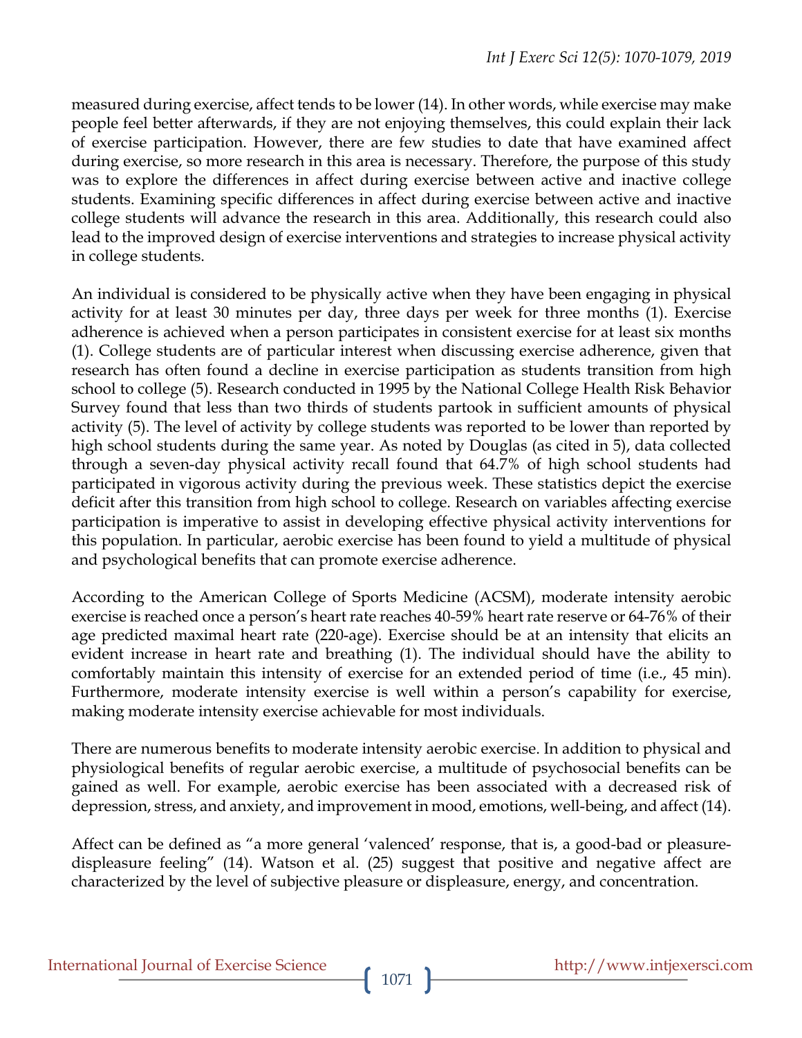measured during exercise, affect tends to be lower (14). In other words, while exercise may make people feel better afterwards, if they are not enjoying themselves, this could explain their lack of exercise participation. However, there are few studies to date that have examined affect during exercise, so more research in this area is necessary. Therefore, the purpose of this study was to explore the differences in affect during exercise between active and inactive college students. Examining specific differences in affect during exercise between active and inactive college students will advance the research in this area. Additionally, this research could also lead to the improved design of exercise interventions and strategies to increase physical activity in college students.

An individual is considered to be physically active when they have been engaging in physical activity for at least 30 minutes per day, three days per week for three months (1). Exercise adherence is achieved when a person participates in consistent exercise for at least six months (1). College students are of particular interest when discussing exercise adherence, given that research has often found a decline in exercise participation as students transition from high school to college (5). Research conducted in 1995 by the National College Health Risk Behavior Survey found that less than two thirds of students partook in sufficient amounts of physical activity (5). The level of activity by college students was reported to be lower than reported by high school students during the same year. As noted by Douglas (as cited in 5), data collected through a seven-day physical activity recall found that 64.7% of high school students had participated in vigorous activity during the previous week. These statistics depict the exercise deficit after this transition from high school to college. Research on variables affecting exercise participation is imperative to assist in developing effective physical activity interventions for this population. In particular, aerobic exercise has been found to yield a multitude of physical and psychological benefits that can promote exercise adherence.

According to the American College of Sports Medicine (ACSM), moderate intensity aerobic exercise is reached once a person's heart rate reaches 40-59% heart rate reserve or 64-76% of their age predicted maximal heart rate (220-age). Exercise should be at an intensity that elicits an evident increase in heart rate and breathing (1). The individual should have the ability to comfortably maintain this intensity of exercise for an extended period of time (i.e., 45 min). Furthermore, moderate intensity exercise is well within a person's capability for exercise, making moderate intensity exercise achievable for most individuals.

There are numerous benefits to moderate intensity aerobic exercise. In addition to physical and physiological benefits of regular aerobic exercise, a multitude of psychosocial benefits can be gained as well. For example, aerobic exercise has been associated with a decreased risk of depression, stress, and anxiety, and improvement in mood, emotions, well-being, and affect (14).

Affect can be defined as "a more general 'valenced' response, that is, a good-bad or pleasure-displeasure feeling" (14). Watson et al. (25) suggest that positive and negative affect are characterized by the level of subjective pleasure or displeasure, energy, and concentration.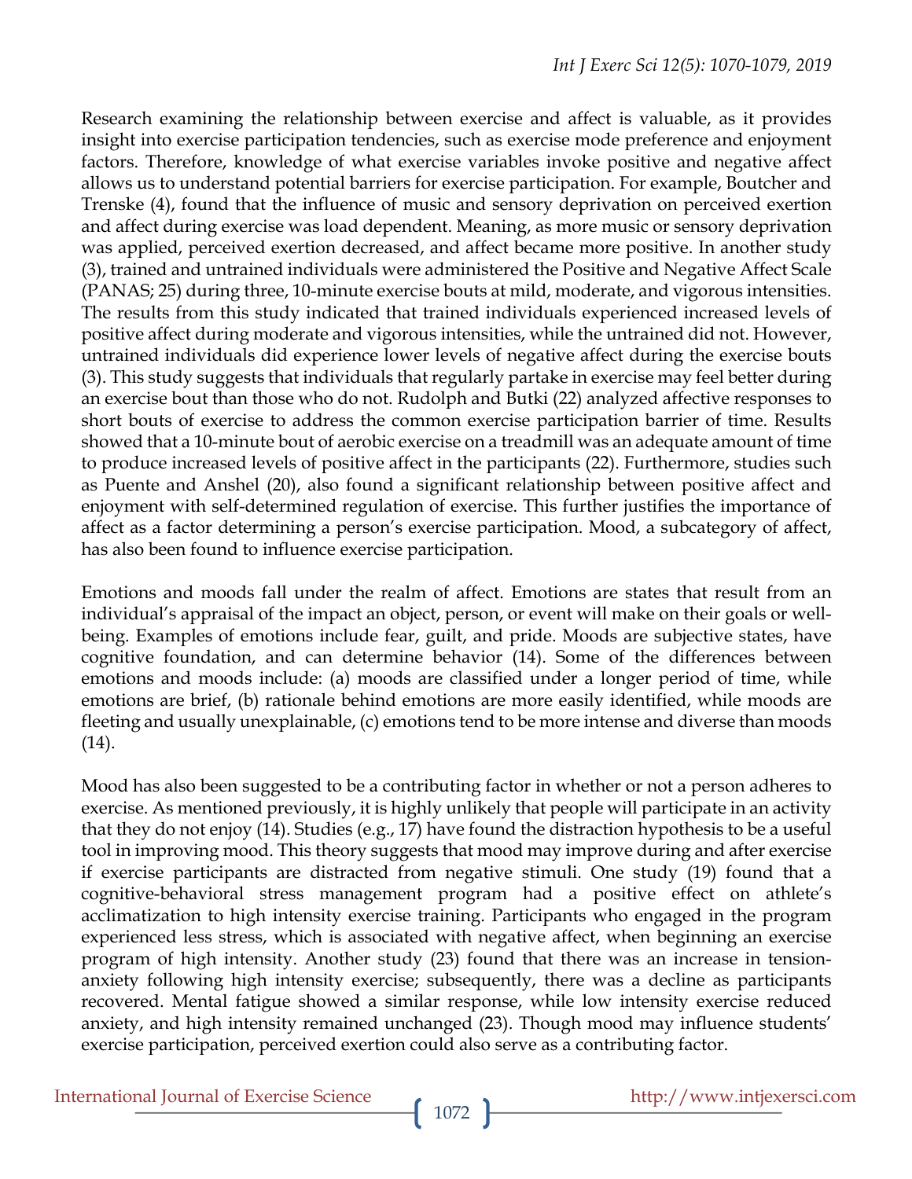Research examining the relationship between exercise and affect is valuable, as it provides insight into exercise participation tendencies, such as exercise mode preference and enjoyment factors. Therefore, knowledge of what exercise variables invoke positive and negative affect allows us to understand potential barriers for exercise participation. For example, Boutcher and Trenske (4), found that the influence of music and sensory deprivation on perceived exertion and affect during exercise was load dependent. Meaning, as more music or sensory deprivation was applied, perceived exertion decreased, and affect became more positive. In another study (3), trained and untrained individuals were administered the Positive and Negative Affect Scale (PANAS; 25) during three, 10-minute exercise bouts at mild, moderate, and vigorous intensities. The results from this study indicated that trained individuals experienced increased levels of positive affect during moderate and vigorous intensities, while the untrained did not. However, untrained individuals did experience lower levels of negative affect during the exercise bouts (3). This study suggests that individuals that regularly partake in exercise may feel better during an exercise bout than those who do not. Rudolph and Butki (22) analyzed affective responses to short bouts of exercise to address the common exercise participation barrier of time. Results showed that a 10-minute bout of aerobic exercise on a treadmill was an adequate amount of time to produce increased levels of positive affect in the participants (22). Furthermore, studies such as Puente and Anshel (20), also found a significant relationship between positive affect and enjoyment with self-determined regulation of exercise. This further justifies the importance of affect as a factor determining a person's exercise participation. Mood, a subcategory of affect, has also been found to influence exercise participation.

Emotions and moods fall under the realm of affect. Emotions are states that result from an individual's appraisal of the impact an object, person, or event will make on their goals or well-being. Examples of emotions include fear, guilt, and pride. Moods are subjective states, have cognitive foundation, and can determine behavior (14). Some of the differences between emotions and moods include: (a) moods are classified under a longer period of time, while emotions are brief, (b) rationale behind emotions are more easily identified, while moods are fleeting and usually unexplainable, (c) emotions tend to be more intense and diverse than moods (14).

Mood has also been suggested to be a contributing factor in whether or not a person adheres to exercise. As mentioned previously, it is highly unlikely that people will participate in an activity that they do not enjoy (14). Studies (e.g., 17) have found the distraction hypothesis to be a useful tool in improving mood. This theory suggests that mood may improve during and after exercise if exercise participants are distracted from negative stimuli. One study (19) found that a cognitive-behavioral stress management program had a positive effect on athlete's acclimatization to high intensity exercise training. Participants who engaged in the program experienced less stress, which is associated with negative affect, when beginning an exercise program of high intensity. Another study (23) found that there was an increase in tension-anxiety following high intensity exercise; subsequently, there was a decline as participants recovered. Mental fatigue showed a similar response, while low intensity exercise reduced anxiety, and high intensity remained unchanged (23). Though mood may influence students' exercise participation, perceived exertion could also serve as a contributing factor.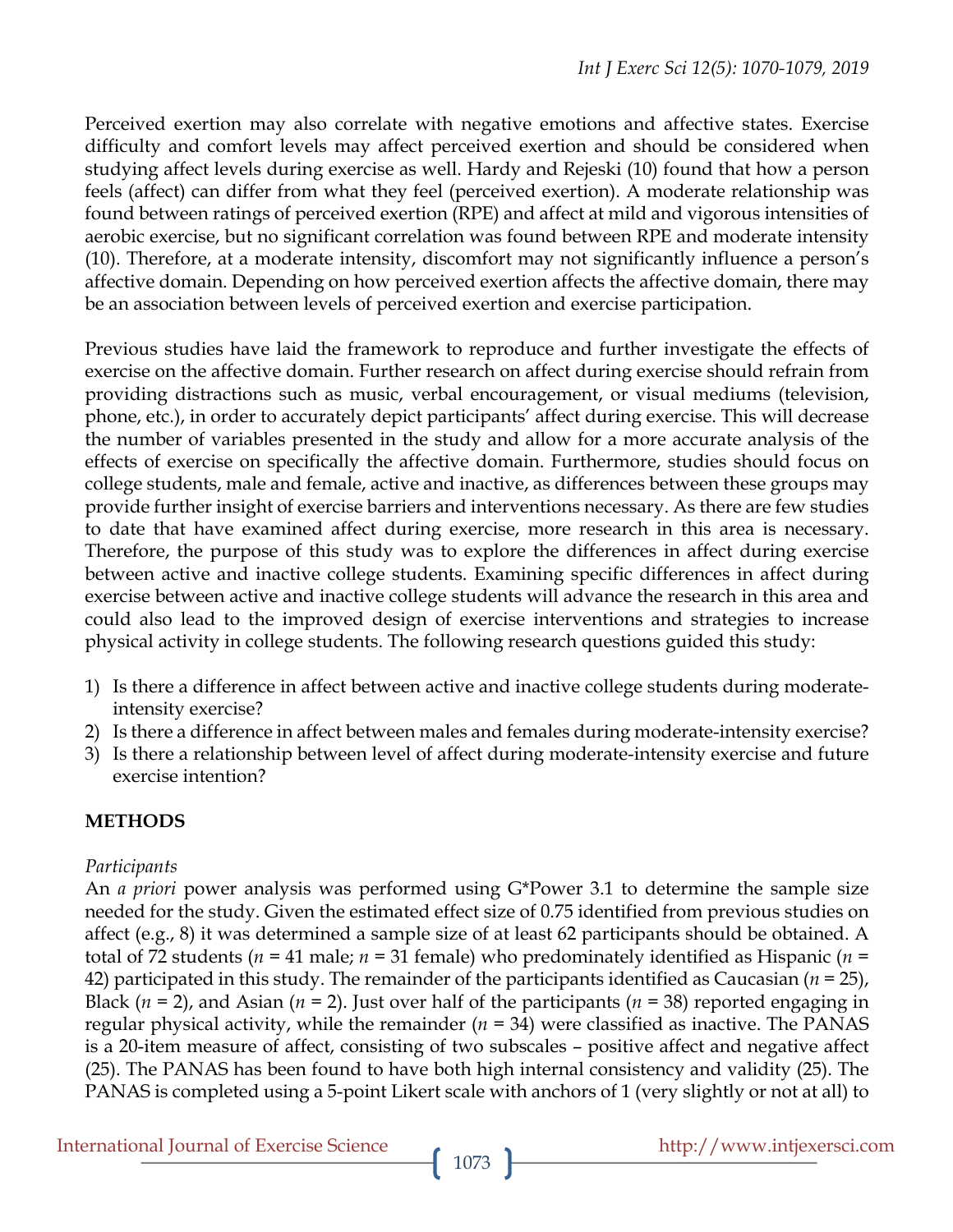Perceived exertion may also correlate with negative emotions and affective states. Exercise difficulty and comfort levels may affect perceived exertion and should be considered when studying affect levels during exercise as well. Hardy and Rejeski (10) found that how a person feels (affect) can differ from what they feel (perceived exertion). A moderate relationship was found between ratings of perceived exertion (RPE) and affect at mild and vigorous intensities of aerobic exercise, but no significant correlation was found between RPE and moderate intensity (10). Therefore, at a moderate intensity, discomfort may not significantly influence a person's affective domain. Depending on how perceived exertion affects the affective domain, there may be an association between levels of perceived exertion and exercise participation.

Previous studies have laid the framework to reproduce and further investigate the effects of exercise on the affective domain. Further research on affect during exercise should refrain from providing distractions such as music, verbal encouragement, or visual mediums (television, phone, etc.), in order to accurately depict participants' affect during exercise. This will decrease the number of variables presented in the study and allow for a more accurate analysis of the effects of exercise on specifically the affective domain. Furthermore, studies should focus on college students, male and female, active and inactive, as differences between these groups may provide further insight of exercise barriers and interventions necessary. As there are few studies to date that have examined affect during exercise, more research in this area is necessary. Therefore, the purpose of this study was to explore the differences in affect during exercise between active and inactive college students. Examining specific differences in affect during exercise between active and inactive college students will advance the research in this area and could also lead to the improved design of exercise interventions and strategies to increase physical activity in college students. The following research questions guided this study:

1) Is there a difference in affect between active and inactive college students during moderate-intensity exercise?
2) Is there a difference in affect between males and females during moderate-intensity exercise?
3) Is there a relationship between level of affect during moderate-intensity exercise and future exercise intention?

## METHODS

*Participants*

An *a priori* power analysis was performed using G*Power 3.1 to determine the sample size needed for the study. Given the estimated effect size of 0.75 identified from previous studies on affect (e.g., 8) it was determined a sample size of at least 62 participants should be obtained. A total of 72 students ($n$ = 41 male; $n$ = 31 female) who predominately identified as Hispanic ($n$ = 42) participated in this study. The remainder of the participants identified as Caucasian ($n$ = 25), Black ($n$ = 2), and Asian ($n$ = 2). Just over half of the participants ($n$ = 38) reported engaging in regular physical activity, while the remainder ($n$ = 34) were classified as inactive. The PANAS is a 20-item measure of affect, consisting of two subscales – positive affect and negative affect (25). The PANAS has been found to have both high internal consistency and validity (25). The PANAS is completed using a 5-point Likert scale with anchors of 1 (very slightly or not at all) to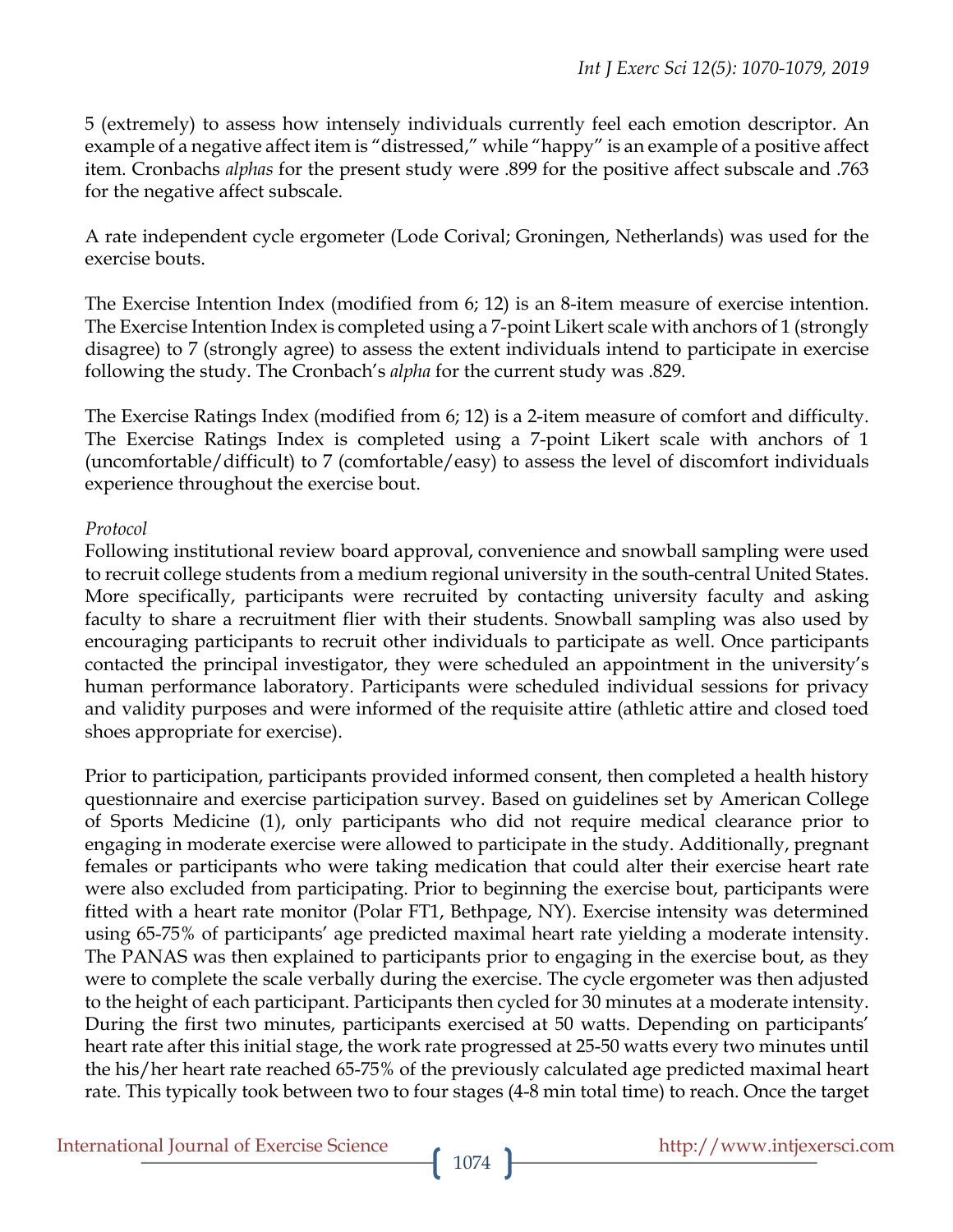5 (extremely) to assess how intensely individuals currently feel each emotion descriptor. An example of a negative affect item is "distressed," while "happy" is an example of a positive affect item. Cronbachs *alphas* for the present study were .899 for the positive affect subscale and .763 for the negative affect subscale.

A rate independent cycle ergometer (Lode Corival; Groningen, Netherlands) was used for the exercise bouts.

The Exercise Intention Index (modified from 6; 12) is an 8-item measure of exercise intention. The Exercise Intention Index is completed using a 7-point Likert scale with anchors of 1 (strongly disagree) to 7 (strongly agree) to assess the extent individuals intend to participate in exercise following the study. The Cronbach's *alpha* for the current study was .829.

The Exercise Ratings Index (modified from 6; 12) is a 2-item measure of comfort and difficulty. The Exercise Ratings Index is completed using a 7-point Likert scale with anchors of 1 (uncomfortable/difficult) to 7 (comfortable/easy) to assess the level of discomfort individuals experience throughout the exercise bout.

*Protocol*

Following institutional review board approval, convenience and snowball sampling were used to recruit college students from a medium regional university in the south-central United States. More specifically, participants were recruited by contacting university faculty and asking faculty to share a recruitment flier with their students. Snowball sampling was also used by encouraging participants to recruit other individuals to participate as well. Once participants contacted the principal investigator, they were scheduled an appointment in the university's human performance laboratory. Participants were scheduled individual sessions for privacy and validity purposes and were informed of the requisite attire (athletic attire and closed toed shoes appropriate for exercise).

Prior to participation, participants provided informed consent, then completed a health history questionnaire and exercise participation survey. Based on guidelines set by American College of Sports Medicine (1), only participants who did not require medical clearance prior to engaging in moderate exercise were allowed to participate in the study. Additionally, pregnant females or participants who were taking medication that could alter their exercise heart rate were also excluded from participating. Prior to beginning the exercise bout, participants were fitted with a heart rate monitor (Polar FT1, Bethpage, NY). Exercise intensity was determined using 65-75% of participants' age predicted maximal heart rate yielding a moderate intensity. The PANAS was then explained to participants prior to engaging in the exercise bout, as they were to complete the scale verbally during the exercise. The cycle ergometer was then adjusted to the height of each participant. Participants then cycled for 30 minutes at a moderate intensity. During the first two minutes, participants exercised at 50 watts. Depending on participants' heart rate after this initial stage, the work rate progressed at 25-50 watts every two minutes until the his/her heart rate reached 65-75% of the previously calculated age predicted maximal heart rate. This typically took between two to four stages (4-8 min total time) to reach. Once the target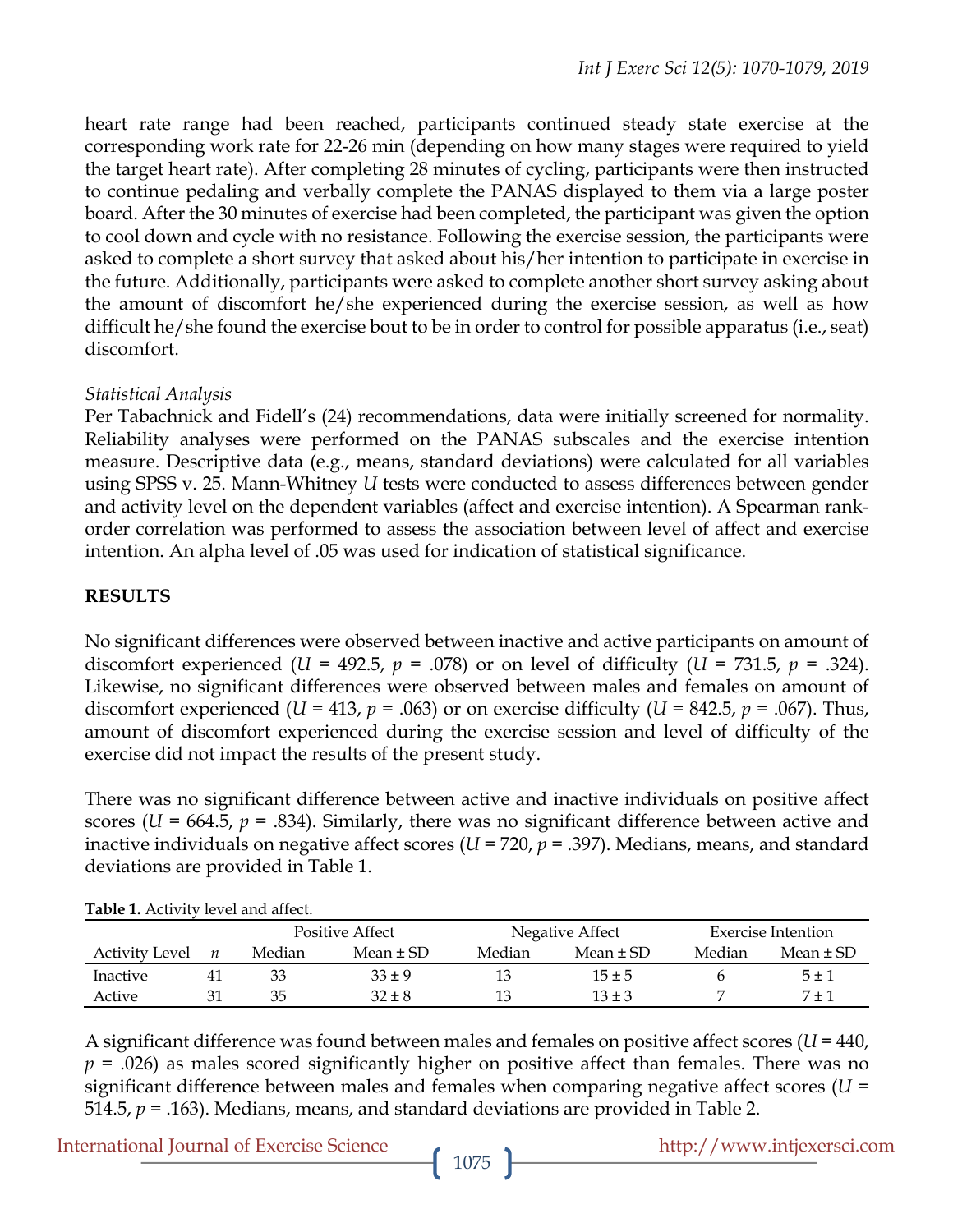heart rate range had been reached, participants continued steady state exercise at the corresponding work rate for 22-26 min (depending on how many stages were required to yield the target heart rate). After completing 28 minutes of cycling, participants were then instructed to continue pedaling and verbally complete the PANAS displayed to them via a large poster board. After the 30 minutes of exercise had been completed, the participant was given the option to cool down and cycle with no resistance. Following the exercise session, the participants were asked to complete a short survey that asked about his/her intention to participate in exercise in the future. Additionally, participants were asked to complete another short survey asking about the amount of discomfort he/she experienced during the exercise session, as well as how difficult he/she found the exercise bout to be in order to control for possible apparatus (i.e., seat) discomfort.

*Statistical Analysis*

Per Tabachnick and Fidell's (24) recommendations, data were initially screened for normality. Reliability analyses were performed on the PANAS subscales and the exercise intention measure. Descriptive data (e.g., means, standard deviations) were calculated for all variables using SPSS v. 25. Mann-Whitney $U$ tests were conducted to assess differences between gender and activity level on the dependent variables (affect and exercise intention). A Spearman rank-order correlation was performed to assess the association between level of affect and exercise intention. An alpha level of .05 was used for indication of statistical significance.

## RESULTS

No significant differences were observed between inactive and active participants on amount of discomfort experienced ($U$ = 492.5, $p$ = .078) or on level of difficulty ($U$ = 731.5, $p$ = .324). Likewise, no significant differences were observed between males and females on amount of discomfort experienced ($U$ = 413, $p$ = .063) or on exercise difficulty ($U$ = 842.5, $p$ = .067). Thus, amount of discomfort experienced during the exercise session and level of difficulty of the exercise did not impact the results of the present study.

There was no significant difference between active and inactive individuals on positive affect scores ($U$ = 664.5, $p$ = .834). Similarly, there was no significant difference between active and inactive individuals on negative affect scores ($U$ = 720, $p$ = .397). Medians, means, and standard deviations are provided in Table 1.

**Table 1.** Activity level and affect.

| | | Positive Affect | | Negative Affect | | Exercise Intention | |
|---|---|---|---|---|---|---|---|
| Activity Level | *n* | Median | Mean ± SD | Median | Mean ± SD | Median | Mean ± SD |
| Inactive | 41 | 33 | 33 ± 9 | 13 | 15 ± 5 | 6 | 5 ± 1 |
| Active | 31 | 35 | 32 ± 8 | 13 | 13 ± 3 | 7 | 7 ± 1 |

A significant difference was found between males and females on positive affect scores ($U$ = 440, $p$ = .026) as males scored significantly higher on positive affect than females. There was no significant difference between males and females when comparing negative affect scores ($U$ = 514.5, $p$ = .163). Medians, means, and standard deviations are provided in Table 2.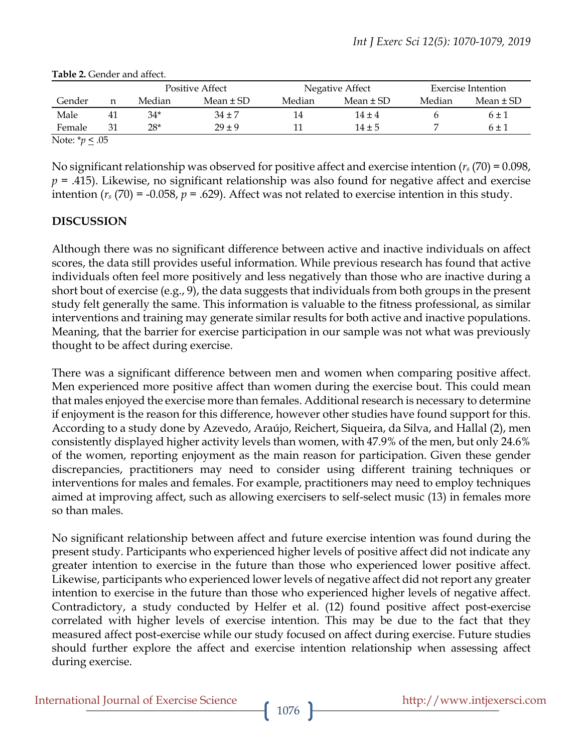**Table 2.** Gender and affect.

| | | Positive Affect | | Negative Affect | | Exercise Intention | |
|---|---|---|---|---|---|---|---|
| Gender | n | Median | Mean ± SD | Median | Mean ± SD | Median | Mean ± SD |
| Male | 41 | 34* | 34 ± 7 | 14 | 14 ± 4 | 6 | 6 ± 1 |
| Female | 31 | 28* | 29 ± 9 | 11 | 14 ± 5 | 7 | 6 ± 1 |

Note: $*p \leq .05$

No significant relationship was observed for positive affect and exercise intention ($r_s$ (70) = 0.098, $p$ = .415). Likewise, no significant relationship was also found for negative affect and exercise intention ($r_s$ (70) = -0.058, $p$ = .629). Affect was not related to exercise intention in this study.

## DISCUSSION

Although there was no significant difference between active and inactive individuals on affect scores, the data still provides useful information. While previous research has found that active individuals often feel more positively and less negatively than those who are inactive during a short bout of exercise (e.g., 9), the data suggests that individuals from both groups in the present study felt generally the same. This information is valuable to the fitness professional, as similar interventions and training may generate similar results for both active and inactive populations. Meaning, that the barrier for exercise participation in our sample was not what was previously thought to be affect during exercise.

There was a significant difference between men and women when comparing positive affect. Men experienced more positive affect than women during the exercise bout. This could mean that males enjoyed the exercise more than females. Additional research is necessary to determine if enjoyment is the reason for this difference, however other studies have found support for this. According to a study done by Azevedo, Araújo, Reichert, Siqueira, da Silva, and Hallal (2), men consistently displayed higher activity levels than women, with 47.9% of the men, but only 24.6% of the women, reporting enjoyment as the main reason for participation. Given these gender discrepancies, practitioners may need to consider using different training techniques or interventions for males and females. For example, practitioners may need to employ techniques aimed at improving affect, such as allowing exercisers to self-select music (13) in females more so than males.

No significant relationship between affect and future exercise intention was found during the present study. Participants who experienced higher levels of positive affect did not indicate any greater intention to exercise in the future than those who experienced lower positive affect. Likewise, participants who experienced lower levels of negative affect did not report any greater intention to exercise in the future than those who experienced higher levels of negative affect. Contradictory, a study conducted by Helfer et al. (12) found positive affect post-exercise correlated with higher levels of exercise intention. This may be due to the fact that they measured affect post-exercise while our study focused on affect during exercise. Future studies should further explore the affect and exercise intention relationship when assessing affect during exercise.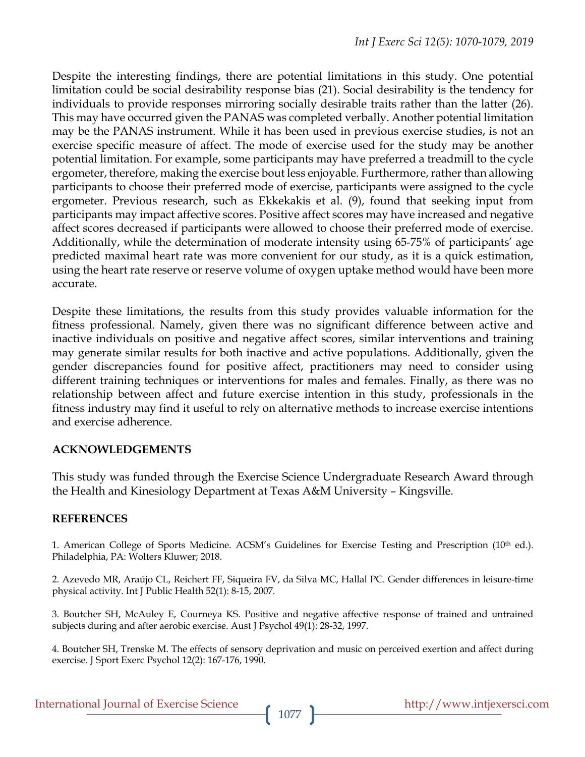Despite the interesting findings, there are potential limitations in this study. One potential limitation could be social desirability response bias (21). Social desirability is the tendency for individuals to provide responses mirroring socially desirable traits rather than the latter (26). This may have occurred given the PANAS was completed verbally. Another potential limitation may be the PANAS instrument. While it has been used in previous exercise studies, is not an exercise specific measure of affect. The mode of exercise used for the study may be another potential limitation. For example, some participants may have preferred a treadmill to the cycle ergometer, therefore, making the exercise bout less enjoyable. Furthermore, rather than allowing participants to choose their preferred mode of exercise, participants were assigned to the cycle ergometer. Previous research, such as Ekkekakis et al. (9), found that seeking input from participants may impact affective scores. Positive affect scores may have increased and negative affect scores decreased if participants were allowed to choose their preferred mode of exercise. Additionally, while the determination of moderate intensity using 65-75% of participants' age predicted maximal heart rate was more convenient for our study, as it is a quick estimation, using the heart rate reserve or reserve volume of oxygen uptake method would have been more accurate.

Despite these limitations, the results from this study provides valuable information for the fitness professional. Namely, given there was no significant difference between active and inactive individuals on positive and negative affect scores, similar interventions and training may generate similar results for both inactive and active populations. Additionally, given the gender discrepancies found for positive affect, practitioners may need to consider using different training techniques or interventions for males and females. Finally, as there was no relationship between affect and future exercise intention in this study, professionals in the fitness industry may find it useful to rely on alternative methods to increase exercise intentions and exercise adherence.

## ACKNOWLEDGEMENTS

This study was funded through the Exercise Science Undergraduate Research Award through the Health and Kinesiology Department at Texas A&M University – Kingsville.

## REFERENCES

1. American College of Sports Medicine. ACSM's Guidelines for Exercise Testing and Prescription (10th ed.). Philadelphia, PA: Wolters Kluwer; 2018.

2. Azevedo MR, Araújo CL, Reichert FF, Siqueira FV, da Silva MC, Hallal PC. Gender differences in leisure-time physical activity. Int J Public Health 52(1): 8-15, 2007.

3. Boutcher SH, McAuley E, Courneya KS. Positive and negative affective response of trained and untrained subjects during and after aerobic exercise. Aust J Psychol 49(1): 28-32, 1997.

4. Boutcher SH, Trenske M. The effects of sensory deprivation and music on perceived exertion and affect during exercise. J Sport Exerc Psychol 12(2): 167-176, 1990.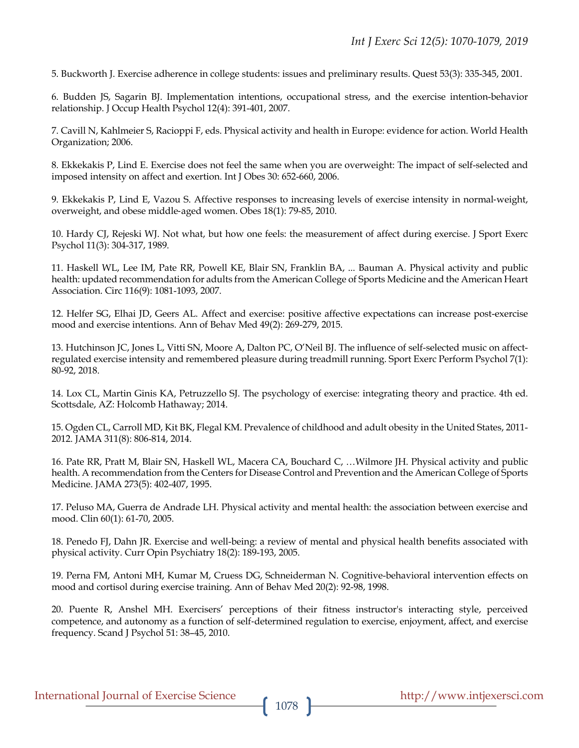5. Buckworth J. Exercise adherence in college students: issues and preliminary results. Quest 53(3): 335-345, 2001.

6. Budden JS, Sagarin BJ. Implementation intentions, occupational stress, and the exercise intention-behavior relationship. J Occup Health Psychol 12(4): 391-401, 2007.

7. Cavill N, Kahlmeier S, Racioppi F, eds. Physical activity and health in Europe: evidence for action. World Health Organization; 2006.

8. Ekkekakis P, Lind E. Exercise does not feel the same when you are overweight: The impact of self-selected and imposed intensity on affect and exertion. Int J Obes 30: 652-660, 2006.

9. Ekkekakis P, Lind E, Vazou S. Affective responses to increasing levels of exercise intensity in normal-weight, overweight, and obese middle-aged women. Obes 18(1): 79-85, 2010.

10. Hardy CJ, Rejeski WJ. Not what, but how one feels: the measurement of affect during exercise. J Sport Exerc Psychol 11(3): 304-317, 1989.

11. Haskell WL, Lee IM, Pate RR, Powell KE, Blair SN, Franklin BA, ... Bauman A. Physical activity and public health: updated recommendation for adults from the American College of Sports Medicine and the American Heart Association. Circ 116(9): 1081-1093, 2007.

12. Helfer SG, Elhai JD, Geers AL. Affect and exercise: positive affective expectations can increase post-exercise mood and exercise intentions. Ann of Behav Med 49(2): 269-279, 2015.

13. Hutchinson JC, Jones L, Vitti SN, Moore A, Dalton PC, O'Neil BJ. The influence of self-selected music on affect-regulated exercise intensity and remembered pleasure during treadmill running. Sport Exerc Perform Psychol 7(1): 80-92, 2018.

14. Lox CL, Martin Ginis KA, Petruzzello SJ. The psychology of exercise: integrating theory and practice. 4th ed. Scottsdale, AZ: Holcomb Hathaway; 2014.

15. Ogden CL, Carroll MD, Kit BK, Flegal KM. Prevalence of childhood and adult obesity in the United States, 2011-2012. JAMA 311(8): 806-814, 2014.

16. Pate RR, Pratt M, Blair SN, Haskell WL, Macera CA, Bouchard C, …Wilmore JH. Physical activity and public health. A recommendation from the Centers for Disease Control and Prevention and the American College of Sports Medicine. JAMA 273(5): 402-407, 1995.

17. Peluso MA, Guerra de Andrade LH. Physical activity and mental health: the association between exercise and mood. Clin 60(1): 61-70, 2005.

18. Penedo FJ, Dahn JR. Exercise and well-being: a review of mental and physical health benefits associated with physical activity. Curr Opin Psychiatry 18(2): 189-193, 2005.

19. Perna FM, Antoni MH, Kumar M, Cruess DG, Schneiderman N. Cognitive-behavioral intervention effects on mood and cortisol during exercise training. Ann of Behav Med 20(2): 92-98, 1998.

20. Puente R, Anshel MH. Exercisers' perceptions of their fitness instructor's interacting style, perceived competence, and autonomy as a function of self-determined regulation to exercise, enjoyment, affect, and exercise frequency. Scand J Psychol 51: 38–45, 2010.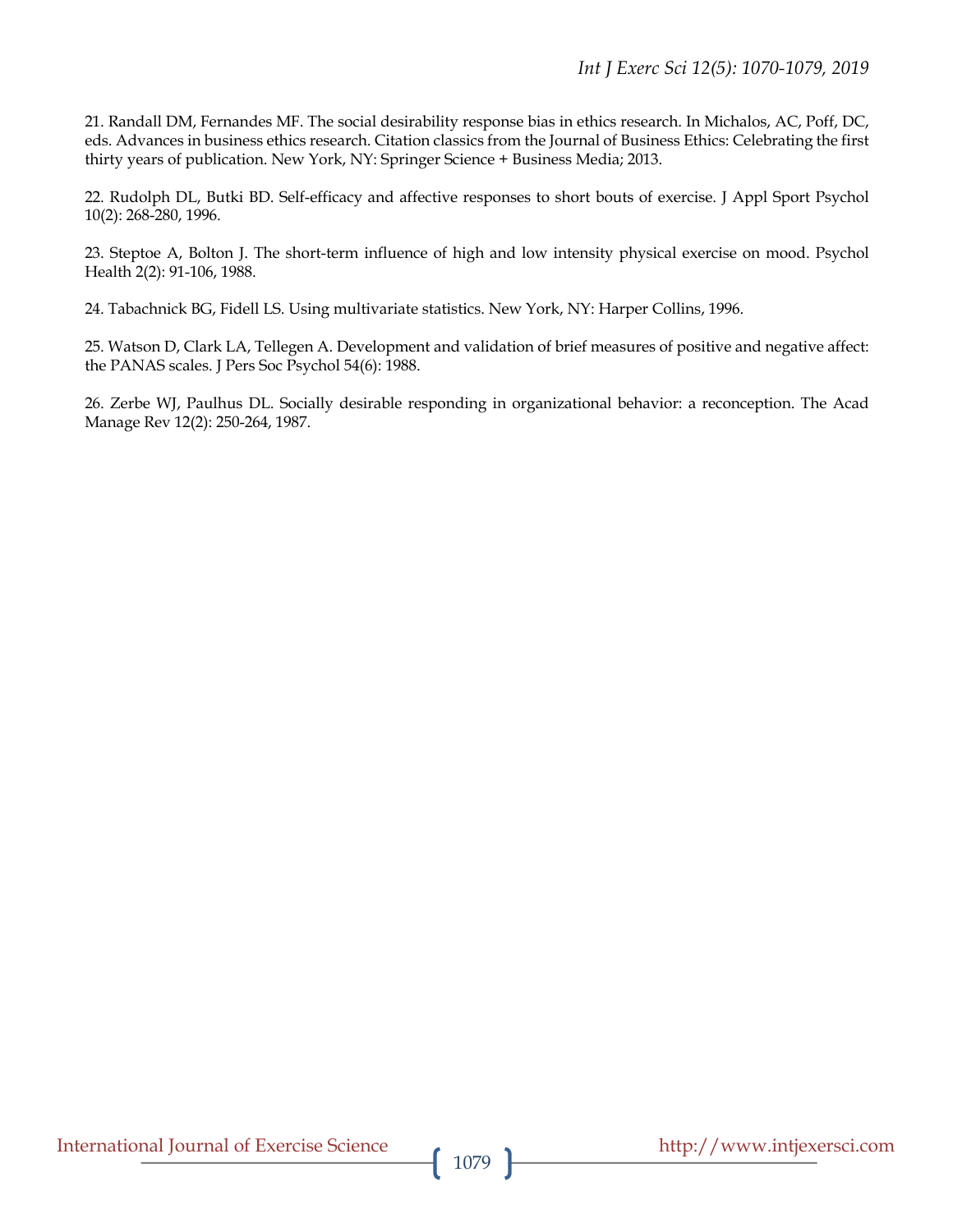21. Randall DM, Fernandes MF. The social desirability response bias in ethics research. In Michalos, AC, Poff, DC, eds. Advances in business ethics research. Citation classics from the Journal of Business Ethics: Celebrating the first thirty years of publication. New York, NY: Springer Science + Business Media; 2013.

22. Rudolph DL, Butki BD. Self-efficacy and affective responses to short bouts of exercise. J Appl Sport Psychol 10(2): 268-280, 1996.

23. Steptoe A, Bolton J. The short-term influence of high and low intensity physical exercise on mood. Psychol Health 2(2): 91-106, 1988.

24. Tabachnick BG, Fidell LS. Using multivariate statistics. New York, NY: Harper Collins, 1996.

25. Watson D, Clark LA, Tellegen A. Development and validation of brief measures of positive and negative affect: the PANAS scales. J Pers Soc Psychol 54(6): 1988.

26. Zerbe WJ, Paulhus DL. Socially desirable responding in organizational behavior: a reconception. The Acad Manage Rev 12(2): 250-264, 1987.